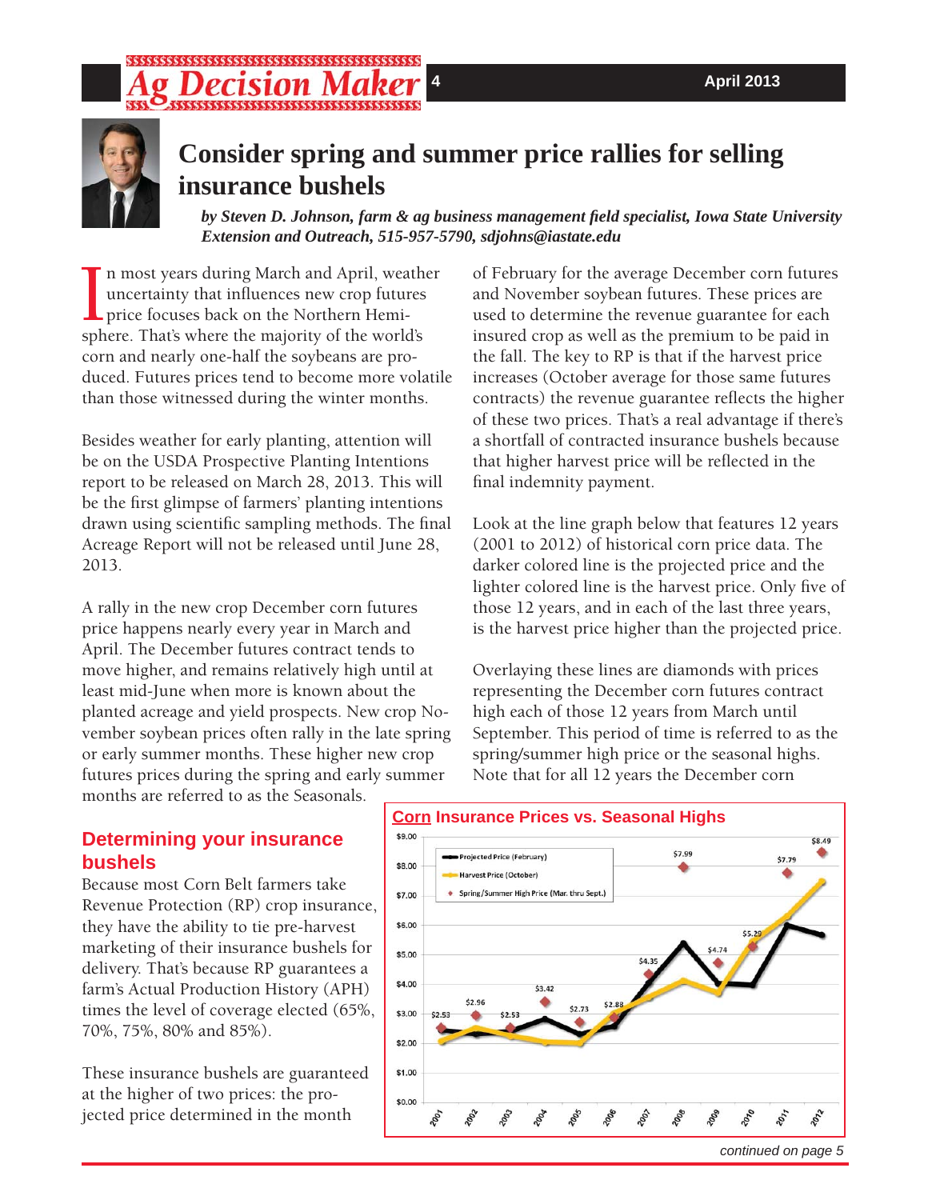# Consider spring and summer price rallies for selling insurance bushels

***by Steven D. Johnson, farm & ag business management field specialist, Iowa State University Extension and Outreach, 515-957-5790, sdjohns@iastate.edu***

In most years during March and April, weather uncertainty that influences new crop futures price focuses back on the Northern Hemisphere. That's where the majority of the world's corn and nearly one-half the soybeans are produced. Futures prices tend to become more volatile than those witnessed during the winter months.

Besides weather for early planting, attention will be on the USDA Prospective Planting Intentions report to be released on March 28, 2013. This will be the first glimpse of farmers' planting intentions drawn using scientific sampling methods. The final Acreage Report will not be released until June 28, 2013.

A rally in the new crop December corn futures price happens nearly every year in March and April. The December futures contract tends to move higher, and remains relatively high until at least mid-June when more is known about the planted acreage and yield prospects. New crop November soybean prices often rally in the late spring or early summer months. These higher new crop futures prices during the spring and early summer months are referred to as the Seasonals.

## Determining your insurance bushels

Because most Corn Belt farmers take Revenue Protection (RP) crop insurance, they have the ability to tie pre-harvest marketing of their insurance bushels for delivery. That's because RP guarantees a farm's Actual Production History (APH) times the level of coverage elected (65%, 70%, 75%, 80% and 85%).

These insurance bushels are guaranteed at the higher of two prices: the projected price determined in the month of February for the average December corn futures and November soybean futures. These prices are used to determine the revenue guarantee for each insured crop as well as the premium to be paid in the fall. The key to RP is that if the harvest price increases (October average for those same futures contracts) the revenue guarantee reflects the higher of these two prices. That's a real advantage if there's a shortfall of contracted insurance bushels because that higher harvest price will be reflected in the final indemnity payment.

Look at the line graph below that features 12 years (2001 to 2012) of historical corn price data. The darker colored line is the projected price and the lighter colored line is the harvest price. Only five of those 12 years, and in each of the last three years, is the harvest price higher than the projected price.

Overlaying these lines are diamonds with prices representing the December corn futures contract high each of those 12 years from March until September. This period of time is referred to as the spring/summer high price or the seasonal highs. Note that for all 12 years the December corn

**Corn Insurance Prices vs. Seasonal Highs**

Legend: Projected Price (February); Harvest Price (October); Spring/Summer High Price (Mar. thru Sept.)

| Year | Spring/Summer High Price |
|---|---|
| 2001 | $2.53 |
| 2002 | $2.96 |
| 2003 | $2.53 |
| 2004 | $3.42 |
| 2005 | $2.73 |
| 2006 | $2.88 |
| 2007 | $4.35 |
| 2008 | $7.99 |
| 2009 | $4.74 |
| 2010 | $5.29 |
| 2011 | $7.79 |
| 2012 | $8.49 |

*continued on page 5*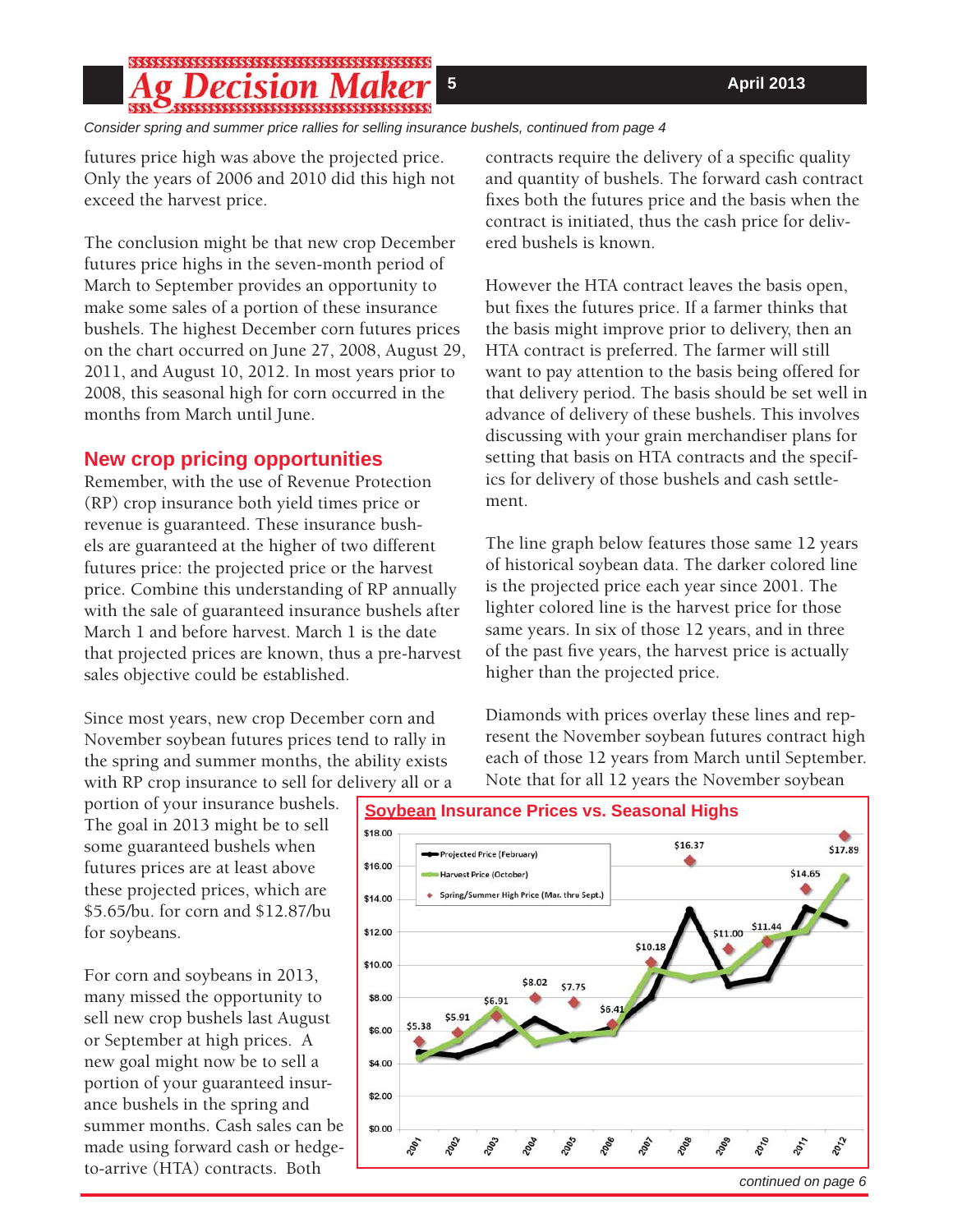*Consider spring and summer price rallies for selling insurance bushels, continued from page 4*

futures price high was above the projected price. Only the years of 2006 and 2010 did this high not exceed the harvest price.

The conclusion might be that new crop December futures price highs in the seven-month period of March to September provides an opportunity to make some sales of a portion of these insurance bushels. The highest December corn futures prices on the chart occurred on June 27, 2008, August 29, 2011, and August 10, 2012. In most years prior to 2008, this seasonal high for corn occurred in the months from March until June.

## New crop pricing opportunities

Remember, with the use of Revenue Protection (RP) crop insurance both yield times price or revenue is guaranteed. These insurance bushels are guaranteed at the higher of two different futures price: the projected price or the harvest price. Combine this understanding of RP annually with the sale of guaranteed insurance bushels after March 1 and before harvest. March 1 is the date that projected prices are known, thus a pre-harvest sales objective could be established.

Since most years, new crop December corn and November soybean futures prices tend to rally in the spring and summer months, the ability exists with RP crop insurance to sell for delivery all or a portion of your insurance bushels. The goal in 2013 might be to sell some guaranteed bushels when futures prices are at least above these projected prices, which are $5.65/bu. for corn and $12.87/bu for soybeans.

For corn and soybeans in 2013, many missed the opportunity to sell new crop bushels last August or September at high prices. A new goal might now be to sell a portion of your guaranteed insurance bushels in the spring and summer months. Cash sales can be made using forward cash or hedge-to-arrive (HTA) contracts. Both contracts require the delivery of a specific quality and quantity of bushels. The forward cash contract fixes both the futures price and the basis when the contract is initiated, thus the cash price for delivered bushels is known.

However the HTA contract leaves the basis open, but fixes the futures price. If a farmer thinks that the basis might improve prior to delivery, then an HTA contract is preferred. The farmer will still want to pay attention to the basis being offered for that delivery period. The basis should be set well in advance of delivery of these bushels. This involves discussing with your grain merchandiser plans for setting that basis on HTA contracts and the specifics for delivery of those bushels and cash settlement.

The line graph below features those same 12 years of historical soybean data. The darker colored line is the projected price each year since 2001. The lighter colored line is the harvest price for those same years. In six of those 12 years, and in three of the past five years, the harvest price is actually higher than the projected price.

Diamonds with prices overlay these lines and represent the November soybean futures contract high each of those 12 years from March until September. Note that for all 12 years the November soybean

**Soybean Insurance Prices vs. Seasonal Highs**

Legend: Projected Price (February); Harvest Price (October); Spring/Summer High Price (Mar. thru Sept.)

| Year | Spring/Summer High Price |
|---|---|
| 2001 | $5.38 |
| 2002 | $5.91 |
| 2003 | $6.91 |
| 2004 | $8.02 |
| 2005 | $7.75 |
| 2006 | $6.41 |
| 2007 | $10.18 |
| 2008 | $16.37 |
| 2009 | $11.00 |
| 2010 | $11.44 |
| 2011 | $14.65 |
| 2012 | $17.89 |

*continued on page 6*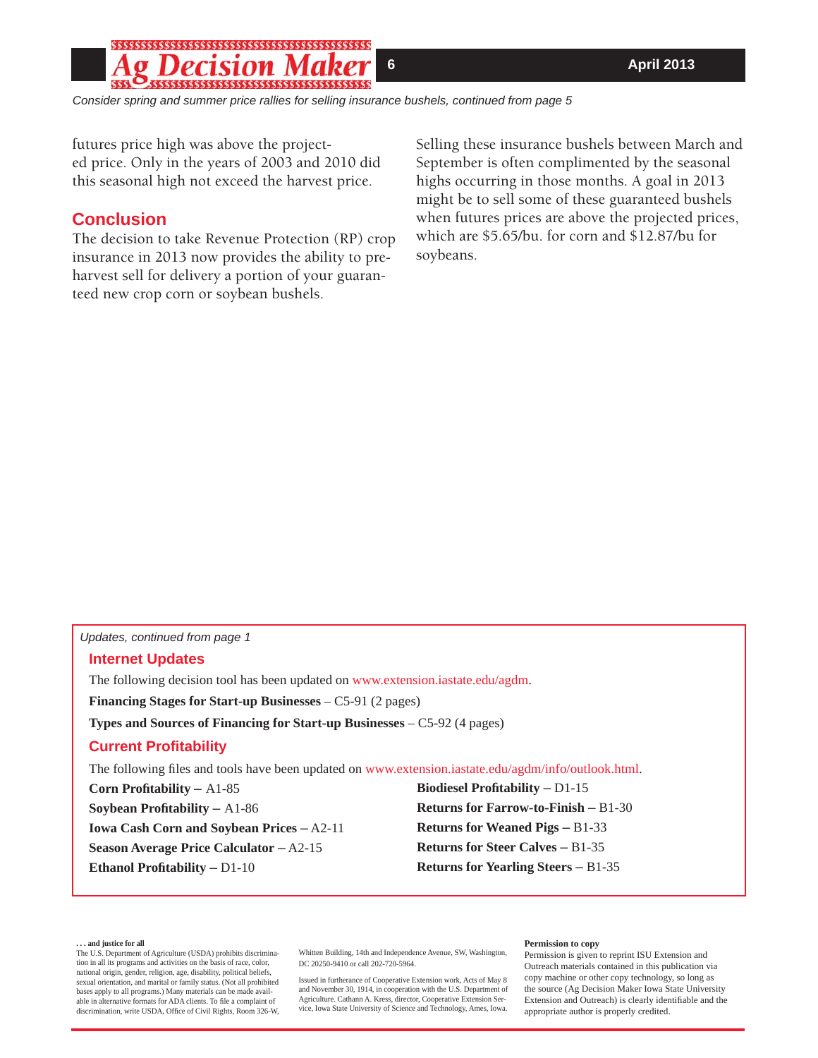*Consider spring and summer price rallies for selling insurance bushels, continued from page 5*

futures price high was above the projected price. Only in the years of 2003 and 2010 did this seasonal high not exceed the harvest price.

## Conclusion

The decision to take Revenue Protection (RP) crop insurance in 2013 now provides the ability to pre-harvest sell for delivery a portion of your guaranteed new crop corn or soybean bushels.

Selling these insurance bushels between March and September is often complimented by the seasonal highs occurring in those months. A goal in 2013 might be to sell some of these guaranteed bushels when futures prices are above the projected prices, which are $5.65/bu. for corn and $12.87/bu for soybeans.

*Updates, continued from page 1*

### Internet Updates

The following decision tool has been updated on www.extension.iastate.edu/agdm.

**Financing Stages for Start-up Businesses** – C5-91 (2 pages)

**Types and Sources of Financing for Start-up Businesses** – C5-92 (4 pages)

### Current Profitability

The following files and tools have been updated on www.extension.iastate.edu/agdm/info/outlook.html.

**Corn Profitability** – A1-85

**Soybean Profitability** – A1-86

**Iowa Cash Corn and Soybean Prices** – A2-11

**Season Average Price Calculator** – A2-15

**Ethanol Profitability** – D1-10

**Biodiesel Profitability** – D1-15

**Returns for Farrow-to-Finish** – B1-30

**Returns for Weaned Pigs** – B1-33

**Returns for Steer Calves** – B1-35

**Returns for Yearling Steers** – B1-35

**. . . and justice for all**
The U.S. Department of Agriculture (USDA) prohibits discrimination in all its programs and activities on the basis of race, color, national origin, gender, religion, age, disability, political beliefs, sexual orientation, and marital or family status. (Not all prohibited bases apply to all programs.) Many materials can be made available in alternative formats for ADA clients. To file a complaint of discrimination, write USDA, Office of Civil Rights, Room 326-W, Whitten Building, 14th and Independence Avenue, SW, Washington, DC 20250-9410 or call 202-720-5964.

Issued in furtherance of Cooperative Extension work, Acts of May 8 and November 30, 1914, in cooperation with the U.S. Department of Agriculture. Cathann A. Kress, director, Cooperative Extension Service, Iowa State University of Science and Technology, Ames, Iowa.

**Permission to copy**
Permission is given to reprint ISU Extension and Outreach materials contained in this publication via copy machine or other copy technology, so long as the source (Ag Decision Maker Iowa State University Extension and Outreach) is clearly identifiable and the appropriate author is properly credited.